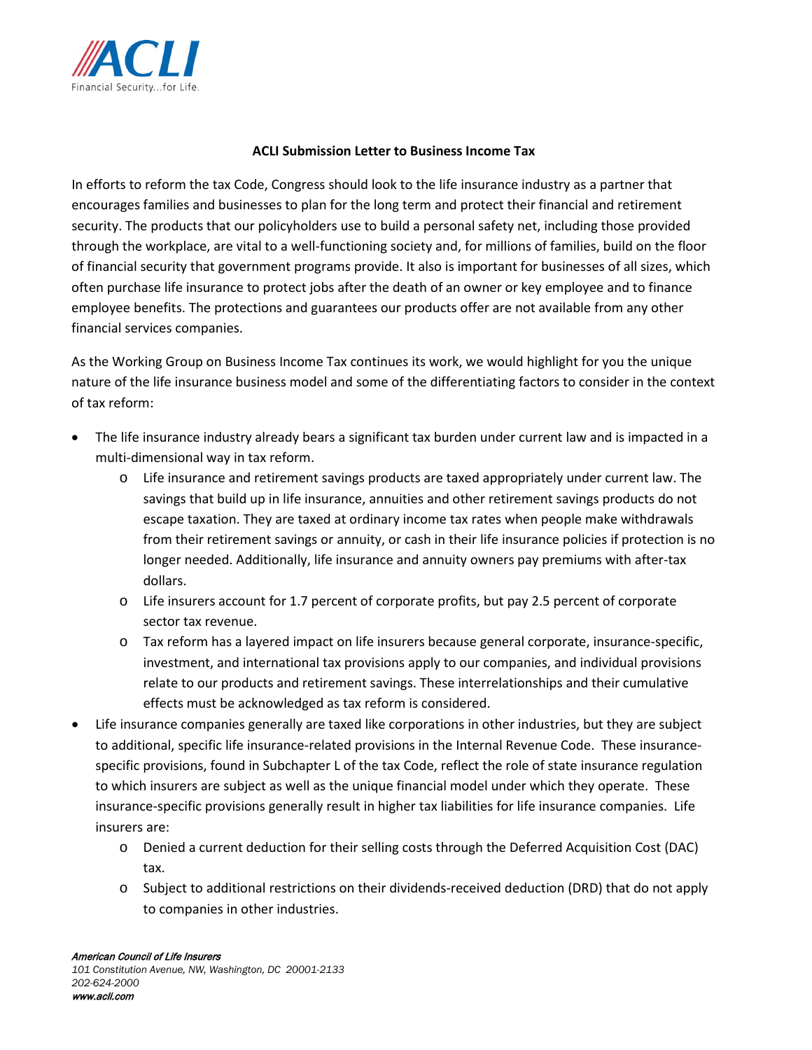# ACLI Submission Letter to Business Income Tax

In efforts to reform the tax Code, Congress should look to the life insurance industry as a partner that encourages families and businesses to plan for the long term and protect their financial and retirement security. The products that our policyholders use to build a personal safety net, including those provided through the workplace, are vital to a well-functioning society and, for millions of families, build on the floor of financial security that government programs provide. It also is important for businesses of all sizes, which often purchase life insurance to protect jobs after the death of an owner or key employee and to finance employee benefits. The protections and guarantees our products offer are not available from any other financial services companies.

As the Working Group on Business Income Tax continues its work, we would highlight for you the unique nature of the life insurance business model and some of the differentiating factors to consider in the context of tax reform:

- The life insurance industry already bears a significant tax burden under current law and is impacted in a multi-dimensional way in tax reform.
  - Life insurance and retirement savings products are taxed appropriately under current law. The savings that build up in life insurance, annuities and other retirement savings products do not escape taxation. They are taxed at ordinary income tax rates when people make withdrawals from their retirement savings or annuity, or cash in their life insurance policies if protection is no longer needed. Additionally, life insurance and annuity owners pay premiums with after-tax dollars.
  - Life insurers account for 1.7 percent of corporate profits, but pay 2.5 percent of corporate sector tax revenue.
  - Tax reform has a layered impact on life insurers because general corporate, insurance-specific, investment, and international tax provisions apply to our companies, and individual provisions relate to our products and retirement savings. These interrelationships and their cumulative effects must be acknowledged as tax reform is considered.
- Life insurance companies generally are taxed like corporations in other industries, but they are subject to additional, specific life insurance-related provisions in the Internal Revenue Code. These insurance-specific provisions, found in Subchapter L of the tax Code, reflect the role of state insurance regulation to which insurers are subject as well as the unique financial model under which they operate. These insurance-specific provisions generally result in higher tax liabilities for life insurance companies. Life insurers are:
  - Denied a current deduction for their selling costs through the Deferred Acquisition Cost (DAC) tax.
  - Subject to additional restrictions on their dividends-received deduction (DRD) that do not apply to companies in other industries.

*American Council of Life Insurers*
*101 Constitution Avenue, NW, Washington, DC 20001-2133*
*202-624-2000*
*www.acli.com*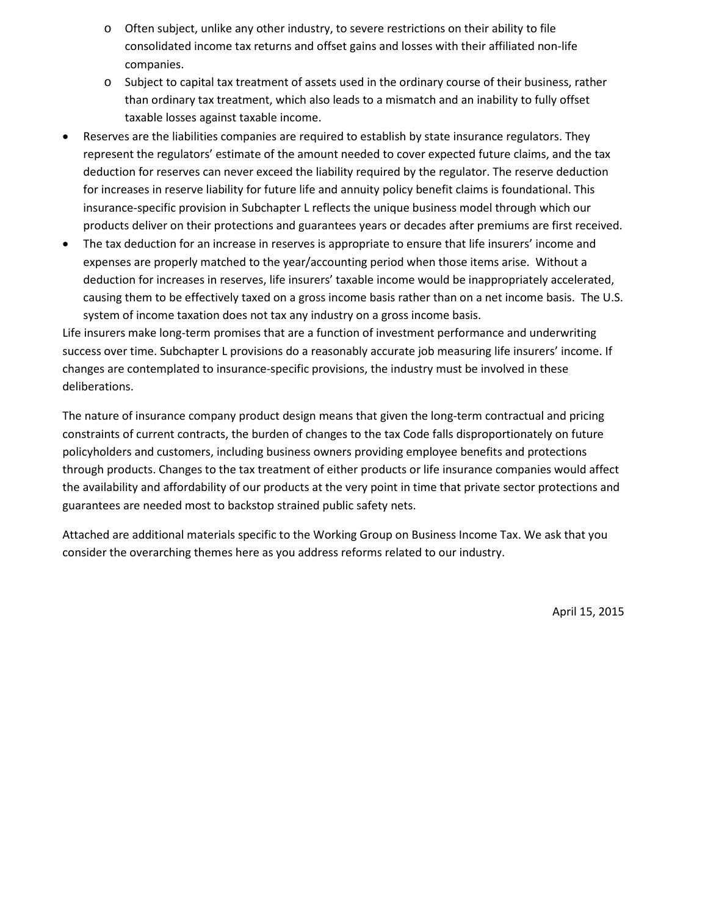- Often subject, unlike any other industry, to severe restrictions on their ability to file consolidated income tax returns and offset gains and losses with their affiliated non-life companies.
  - Subject to capital tax treatment of assets used in the ordinary course of their business, rather than ordinary tax treatment, which also leads to a mismatch and an inability to fully offset taxable losses against taxable income.
- Reserves are the liabilities companies are required to establish by state insurance regulators. They represent the regulators' estimate of the amount needed to cover expected future claims, and the tax deduction for reserves can never exceed the liability required by the regulator. The reserve deduction for increases in reserve liability for future life and annuity policy benefit claims is foundational. This insurance-specific provision in Subchapter L reflects the unique business model through which our products deliver on their protections and guarantees years or decades after premiums are first received.
- The tax deduction for an increase in reserves is appropriate to ensure that life insurers' income and expenses are properly matched to the year/accounting period when those items arise. Without a deduction for increases in reserves, life insurers' taxable income would be inappropriately accelerated, causing them to be effectively taxed on a gross income basis rather than on a net income basis. The U.S. system of income taxation does not tax any industry on a gross income basis.

Life insurers make long-term promises that are a function of investment performance and underwriting success over time. Subchapter L provisions do a reasonably accurate job measuring life insurers' income. If changes are contemplated to insurance-specific provisions, the industry must be involved in these deliberations.

The nature of insurance company product design means that given the long-term contractual and pricing constraints of current contracts, the burden of changes to the tax Code falls disproportionately on future policyholders and customers, including business owners providing employee benefits and protections through products. Changes to the tax treatment of either products or life insurance companies would affect the availability and affordability of our products at the very point in time that private sector protections and guarantees are needed most to backstop strained public safety nets.

Attached are additional materials specific to the Working Group on Business Income Tax. We ask that you consider the overarching themes here as you address reforms related to our industry.

April 15, 2015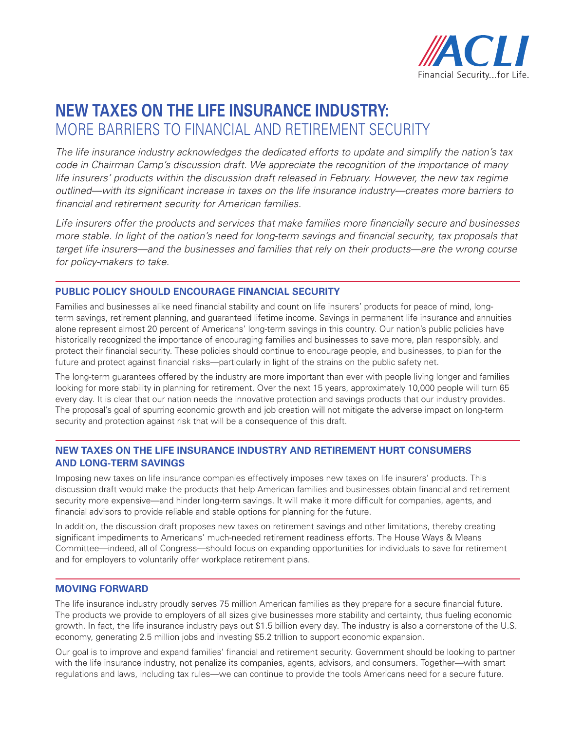ACLI

Financial Security...for Life.

# NEW TAXES ON THE LIFE INSURANCE INDUSTRY:
## MORE BARRIERS TO FINANCIAL AND RETIREMENT SECURITY

*The life insurance industry acknowledges the dedicated efforts to update and simplify the nation's tax code in Chairman Camp's discussion draft. We appreciate the recognition of the importance of many life insurers' products within the discussion draft released in February. However, the new tax regime outlined—with its significant increase in taxes on the life insurance industry—creates more barriers to financial and retirement security for American families.*

*Life insurers offer the products and services that make families more financially secure and businesses more stable. In light of the nation's need for long-term savings and financial security, tax proposals that target life insurers—and the businesses and families that rely on their products—are the wrong course for policy-makers to take.*

### PUBLIC POLICY SHOULD ENCOURAGE FINANCIAL SECURITY

Families and businesses alike need financial stability and count on life insurers' products for peace of mind, long-term savings, retirement planning, and guaranteed lifetime income. Savings in permanent life insurance and annuities alone represent almost 20 percent of Americans' long-term savings in this country. Our nation's public policies have historically recognized the importance of encouraging families and businesses to save more, plan responsibly, and protect their financial security. These policies should continue to encourage people, and businesses, to plan for the future and protect against financial risks—particularly in light of the strains on the public safety net.

The long-term guarantees offered by the industry are more important than ever with people living longer and families looking for more stability in planning for retirement. Over the next 15 years, approximately 10,000 people will turn 65 every day. It is clear that our nation needs the innovative protection and savings products that our industry provides. The proposal's goal of spurring economic growth and job creation will not mitigate the adverse impact on long-term security and protection against risk that will be a consequence of this draft.

### NEW TAXES ON THE LIFE INSURANCE INDUSTRY AND RETIREMENT HURT CONSUMERS AND LONG-TERM SAVINGS

Imposing new taxes on life insurance companies effectively imposes new taxes on life insurers' products. This discussion draft would make the products that help American families and businesses obtain financial and retirement security more expensive—and hinder long-term savings. It will make it more difficult for companies, agents, and financial advisors to provide reliable and stable options for planning for the future.

In addition, the discussion draft proposes new taxes on retirement savings and other limitations, thereby creating significant impediments to Americans' much-needed retirement readiness efforts. The House Ways & Means Committee—indeed, all of Congress—should focus on expanding opportunities for individuals to save for retirement and for employers to voluntarily offer workplace retirement plans.

### MOVING FORWARD

The life insurance industry proudly serves 75 million American families as they prepare for a secure financial future. The products we provide to employers of all sizes give businesses more stability and certainty, thus fueling economic growth. In fact, the life insurance industry pays out $1.5 billion every day. The industry is also a cornerstone of the U.S. economy, generating 2.5 million jobs and investing $5.2 trillion to support economic expansion.

Our goal is to improve and expand families' financial and retirement security. Government should be looking to partner with the life insurance industry, not penalize its companies, agents, advisors, and consumers. Together—with smart regulations and laws, including tax rules—we can continue to provide the tools Americans need for a secure future.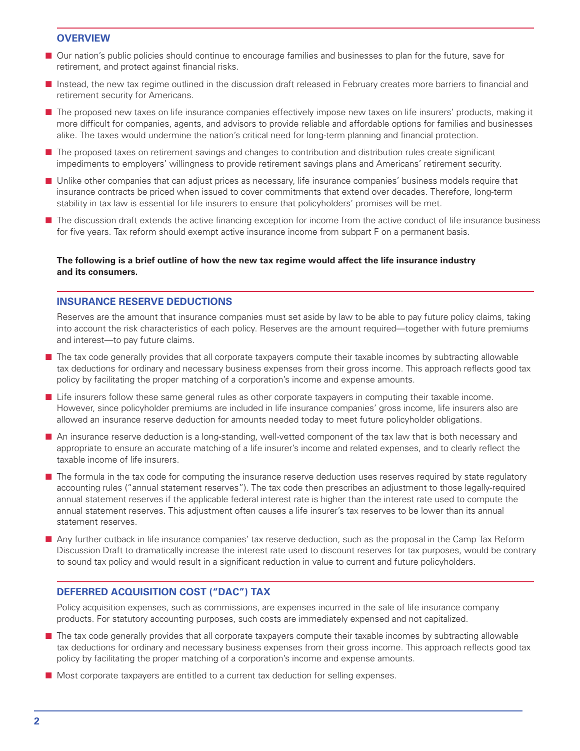## OVERVIEW

- Our nation's public policies should continue to encourage families and businesses to plan for the future, save for retirement, and protect against financial risks.
- Instead, the new tax regime outlined in the discussion draft released in February creates more barriers to financial and retirement security for Americans.
- The proposed new taxes on life insurance companies effectively impose new taxes on life insurers' products, making it more difficult for companies, agents, and advisors to provide reliable and affordable options for families and businesses alike. The taxes would undermine the nation's critical need for long-term planning and financial protection.
- The proposed taxes on retirement savings and changes to contribution and distribution rules create significant impediments to employers' willingness to provide retirement savings plans and Americans' retirement security.
- Unlike other companies that can adjust prices as necessary, life insurance companies' business models require that insurance contracts be priced when issued to cover commitments that extend over decades. Therefore, long-term stability in tax law is essential for life insurers to ensure that policyholders' promises will be met.
- The discussion draft extends the active financing exception for income from the active conduct of life insurance business for five years. Tax reform should exempt active insurance income from subpart F on a permanent basis.

**The following is a brief outline of how the new tax regime would affect the life insurance industry and its consumers.**

## INSURANCE RESERVE DEDUCTIONS

Reserves are the amount that insurance companies must set aside by law to be able to pay future policy claims, taking into account the risk characteristics of each policy. Reserves are the amount required—together with future premiums and interest—to pay future claims.

- The tax code generally provides that all corporate taxpayers compute their taxable incomes by subtracting allowable tax deductions for ordinary and necessary business expenses from their gross income. This approach reflects good tax policy by facilitating the proper matching of a corporation's income and expense amounts.
- Life insurers follow these same general rules as other corporate taxpayers in computing their taxable income. However, since policyholder premiums are included in life insurance companies' gross income, life insurers also are allowed an insurance reserve deduction for amounts needed today to meet future policyholder obligations.
- An insurance reserve deduction is a long-standing, well-vetted component of the tax law that is both necessary and appropriate to ensure an accurate matching of a life insurer's income and related expenses, and to clearly reflect the taxable income of life insurers.
- The formula in the tax code for computing the insurance reserve deduction uses reserves required by state regulatory accounting rules ("annual statement reserves"). The tax code then prescribes an adjustment to those legally-required annual statement reserves if the applicable federal interest rate is higher than the interest rate used to compute the annual statement reserves. This adjustment often causes a life insurer's tax reserves to be lower than its annual statement reserves.
- Any further cutback in life insurance companies' tax reserve deduction, such as the proposal in the Camp Tax Reform Discussion Draft to dramatically increase the interest rate used to discount reserves for tax purposes, would be contrary to sound tax policy and would result in a significant reduction in value to current and future policyholders.

## DEFERRED ACQUISITION COST ("DAC") TAX

Policy acquisition expenses, such as commissions, are expenses incurred in the sale of life insurance company products. For statutory accounting purposes, such costs are immediately expensed and not capitalized.

- The tax code generally provides that all corporate taxpayers compute their taxable incomes by subtracting allowable tax deductions for ordinary and necessary business expenses from their gross income. This approach reflects good tax policy by facilitating the proper matching of a corporation's income and expense amounts.
- Most corporate taxpayers are entitled to a current tax deduction for selling expenses.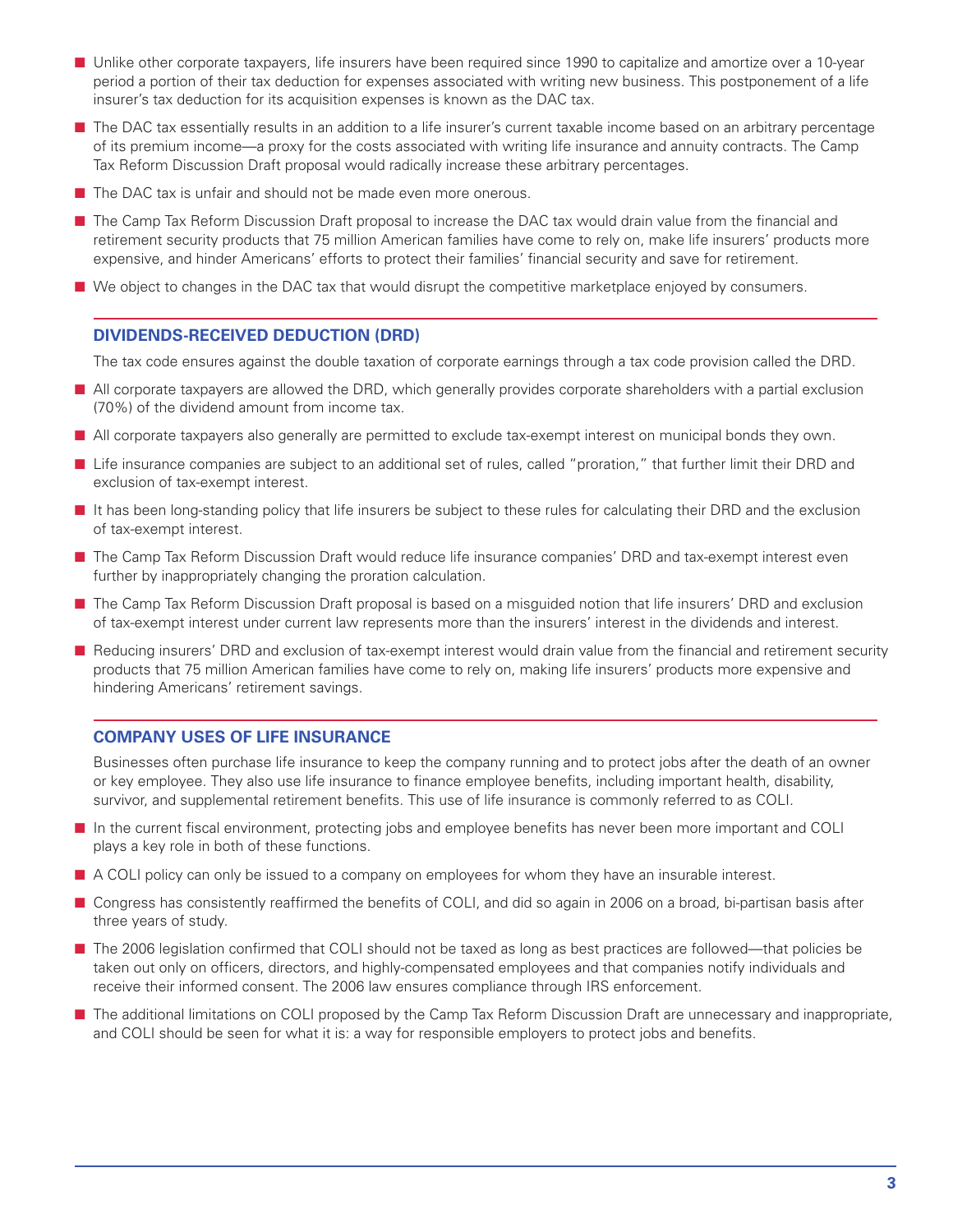- Unlike other corporate taxpayers, life insurers have been required since 1990 to capitalize and amortize over a 10-year period a portion of their tax deduction for expenses associated with writing new business. This postponement of a life insurer's tax deduction for its acquisition expenses is known as the DAC tax.
- The DAC tax essentially results in an addition to a life insurer's current taxable income based on an arbitrary percentage of its premium income—a proxy for the costs associated with writing life insurance and annuity contracts. The Camp Tax Reform Discussion Draft proposal would radically increase these arbitrary percentages.
- The DAC tax is unfair and should not be made even more onerous.
- The Camp Tax Reform Discussion Draft proposal to increase the DAC tax would drain value from the financial and retirement security products that 75 million American families have come to rely on, make life insurers' products more expensive, and hinder Americans' efforts to protect their families' financial security and save for retirement.
- We object to changes in the DAC tax that would disrupt the competitive marketplace enjoyed by consumers.

## DIVIDENDS-RECEIVED DEDUCTION (DRD)

The tax code ensures against the double taxation of corporate earnings through a tax code provision called the DRD.

- All corporate taxpayers are allowed the DRD, which generally provides corporate shareholders with a partial exclusion (70%) of the dividend amount from income tax.
- All corporate taxpayers also generally are permitted to exclude tax-exempt interest on municipal bonds they own.
- Life insurance companies are subject to an additional set of rules, called "proration," that further limit their DRD and exclusion of tax-exempt interest.
- It has been long-standing policy that life insurers be subject to these rules for calculating their DRD and the exclusion of tax-exempt interest.
- The Camp Tax Reform Discussion Draft would reduce life insurance companies' DRD and tax-exempt interest even further by inappropriately changing the proration calculation.
- The Camp Tax Reform Discussion Draft proposal is based on a misguided notion that life insurers' DRD and exclusion of tax-exempt interest under current law represents more than the insurers' interest in the dividends and interest.
- Reducing insurers' DRD and exclusion of tax-exempt interest would drain value from the financial and retirement security products that 75 million American families have come to rely on, making life insurers' products more expensive and hindering Americans' retirement savings.

## COMPANY USES OF LIFE INSURANCE

Businesses often purchase life insurance to keep the company running and to protect jobs after the death of an owner or key employee. They also use life insurance to finance employee benefits, including important health, disability, survivor, and supplemental retirement benefits. This use of life insurance is commonly referred to as COLI.

- In the current fiscal environment, protecting jobs and employee benefits has never been more important and COLI plays a key role in both of these functions.
- A COLI policy can only be issued to a company on employees for whom they have an insurable interest.
- Congress has consistently reaffirmed the benefits of COLI, and did so again in 2006 on a broad, bi-partisan basis after three years of study.
- The 2006 legislation confirmed that COLI should not be taxed as long as best practices are followed—that policies be taken out only on officers, directors, and highly-compensated employees and that companies notify individuals and receive their informed consent. The 2006 law ensures compliance through IRS enforcement.
- The additional limitations on COLI proposed by the Camp Tax Reform Discussion Draft are unnecessary and inappropriate, and COLI should be seen for what it is: a way for responsible employers to protect jobs and benefits.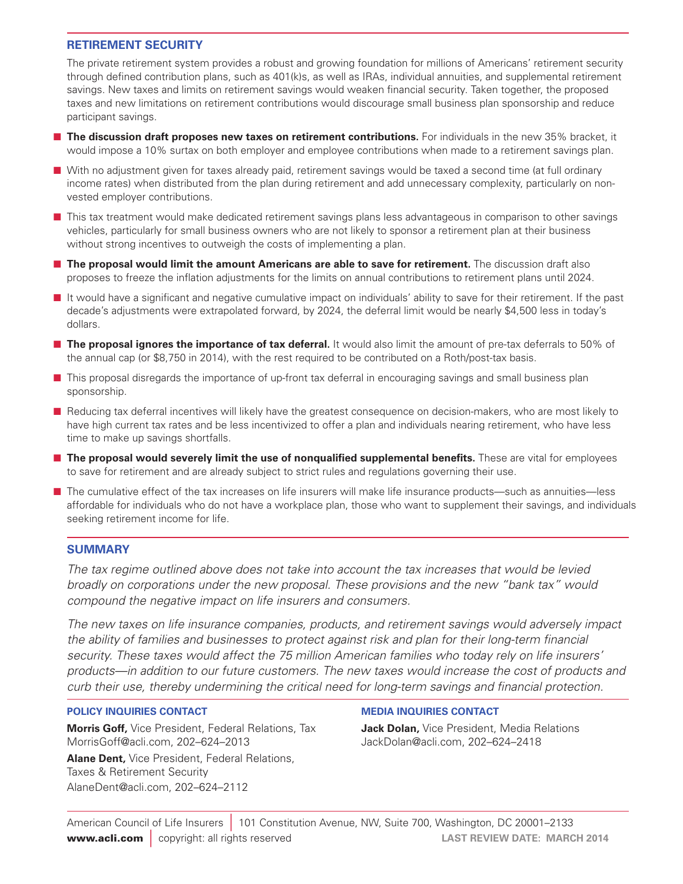## RETIREMENT SECURITY

The private retirement system provides a robust and growing foundation for millions of Americans' retirement security through defined contribution plans, such as 401(k)s, as well as IRAs, individual annuities, and supplemental retirement savings. New taxes and limits on retirement savings would weaken financial security. Taken together, the proposed taxes and new limitations on retirement contributions would discourage small business plan sponsorship and reduce participant savings.

- **The discussion draft proposes new taxes on retirement contributions.** For individuals in the new 35% bracket, it would impose a 10% surtax on both employer and employee contributions when made to a retirement savings plan.
- With no adjustment given for taxes already paid, retirement savings would be taxed a second time (at full ordinary income rates) when distributed from the plan during retirement and add unnecessary complexity, particularly on non-vested employer contributions.
- This tax treatment would make dedicated retirement savings plans less advantageous in comparison to other savings vehicles, particularly for small business owners who are not likely to sponsor a retirement plan at their business without strong incentives to outweigh the costs of implementing a plan.
- **The proposal would limit the amount Americans are able to save for retirement.** The discussion draft also proposes to freeze the inflation adjustments for the limits on annual contributions to retirement plans until 2024.
- It would have a significant and negative cumulative impact on individuals' ability to save for their retirement. If the past decade's adjustments were extrapolated forward, by 2024, the deferral limit would be nearly $4,500 less in today's dollars.
- **The proposal ignores the importance of tax deferral.** It would also limit the amount of pre-tax deferrals to 50% of the annual cap (or $8,750 in 2014), with the rest required to be contributed on a Roth/post-tax basis.
- This proposal disregards the importance of up-front tax deferral in encouraging savings and small business plan sponsorship.
- Reducing tax deferral incentives will likely have the greatest consequence on decision-makers, who are most likely to have high current tax rates and be less incentivized to offer a plan and individuals nearing retirement, who have less time to make up savings shortfalls.
- **The proposal would severely limit the use of nonqualified supplemental benefits.** These are vital for employees to save for retirement and are already subject to strict rules and regulations governing their use.
- The cumulative effect of the tax increases on life insurers will make life insurance products—such as annuities—less affordable for individuals who do not have a workplace plan, those who want to supplement their savings, and individuals seeking retirement income for life.

## SUMMARY

*The tax regime outlined above does not take into account the tax increases that would be levied broadly on corporations under the new proposal. These provisions and the new "bank tax" would compound the negative impact on life insurers and consumers.*

*The new taxes on life insurance companies, products, and retirement savings would adversely impact the ability of families and businesses to protect against risk and plan for their long-term financial security. These taxes would affect the 75 million American families who today rely on life insurers' products—in addition to our future customers. The new taxes would increase the cost of products and curb their use, thereby undermining the critical need for long-term savings and financial protection.*

### POLICY INQUIRIES CONTACT

**Morris Goff,** Vice President, Federal Relations, Tax
MorrisGoff@acli.com, 202–624–2013

**Alane Dent,** Vice President, Federal Relations, Taxes & Retirement Security
AlaneDent@acli.com, 202–624–2112

### MEDIA INQUIRIES CONTACT

**Jack Dolan,** Vice President, Media Relations
JackDolan@acli.com, 202–624–2418

American Council of Life Insurers | 101 Constitution Avenue, NW, Suite 700, Washington, DC 20001–2133
**www.acli.com** | copyright: all rights reserved **LAST REVIEW DATE: MARCH 2014**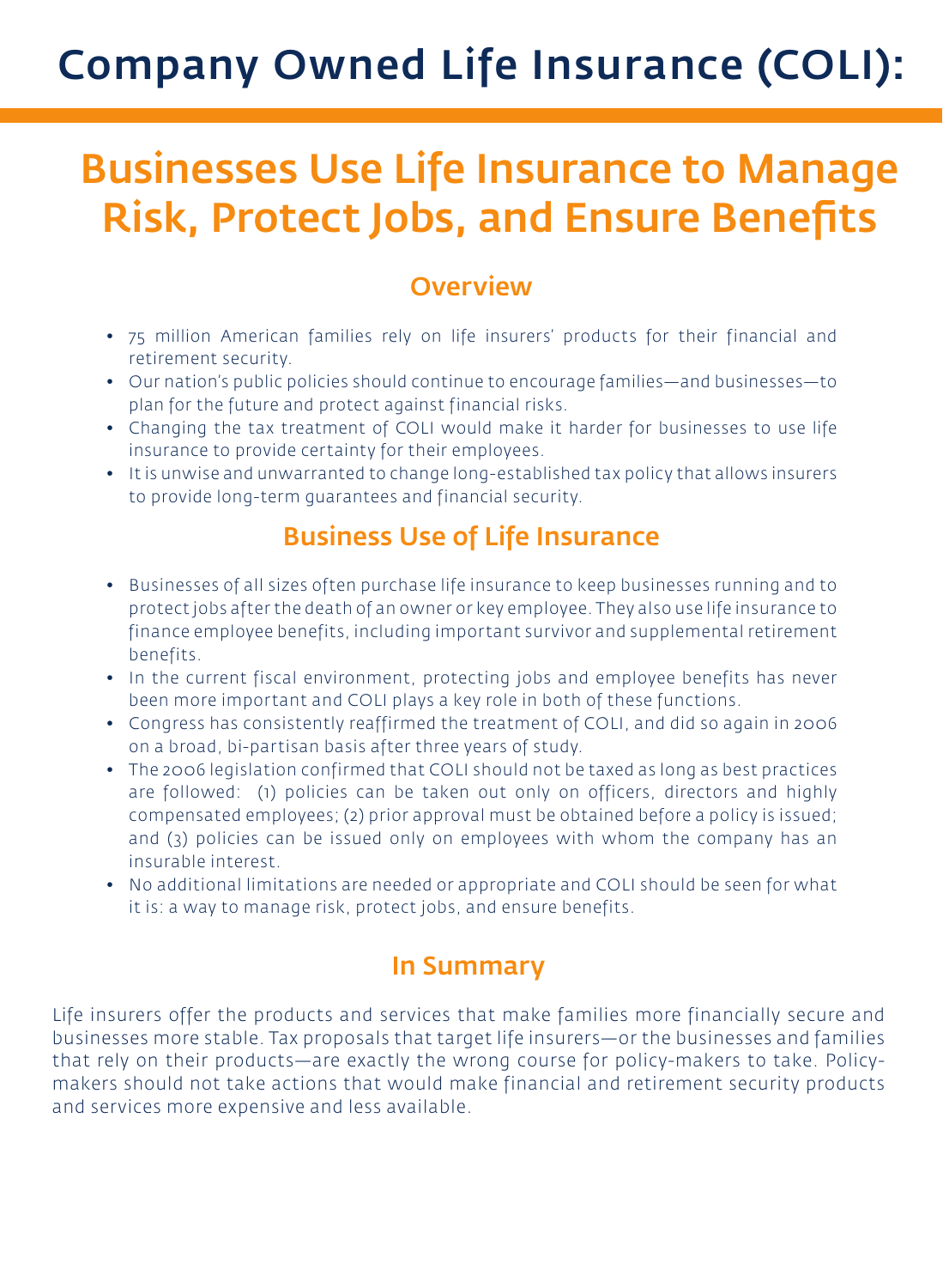# Company Owned Life Insurance (COLI):

## Businesses Use Life Insurance to Manage Risk, Protect Jobs, and Ensure Benefits

### Overview

- 75 million American families rely on life insurers' products for their financial and retirement security.
- Our nation's public policies should continue to encourage families—and businesses—to plan for the future and protect against financial risks.
- Changing the tax treatment of COLI would make it harder for businesses to use life insurance to provide certainty for their employees.
- It is unwise and unwarranted to change long-established tax policy that allows insurers to provide long-term guarantees and financial security.

### Business Use of Life Insurance

- Businesses of all sizes often purchase life insurance to keep businesses running and to protect jobs after the death of an owner or key employee. They also use life insurance to finance employee benefits, including important survivor and supplemental retirement benefits.
- In the current fiscal environment, protecting jobs and employee benefits has never been more important and COLI plays a key role in both of these functions.
- Congress has consistently reaffirmed the treatment of COLI, and did so again in 2006 on a broad, bi-partisan basis after three years of study.
- The 2006 legislation confirmed that COLI should not be taxed as long as best practices are followed: (1) policies can be taken out only on officers, directors and highly compensated employees; (2) prior approval must be obtained before a policy is issued; and (3) policies can be issued only on employees with whom the company has an insurable interest.
- No additional limitations are needed or appropriate and COLI should be seen for what it is: a way to manage risk, protect jobs, and ensure benefits.

### In Summary

Life insurers offer the products and services that make families more financially secure and businesses more stable. Tax proposals that target life insurers—or the businesses and families that rely on their products—are exactly the wrong course for policy-makers to take. Policy-makers should not take actions that would make financial and retirement security products and services more expensive and less available.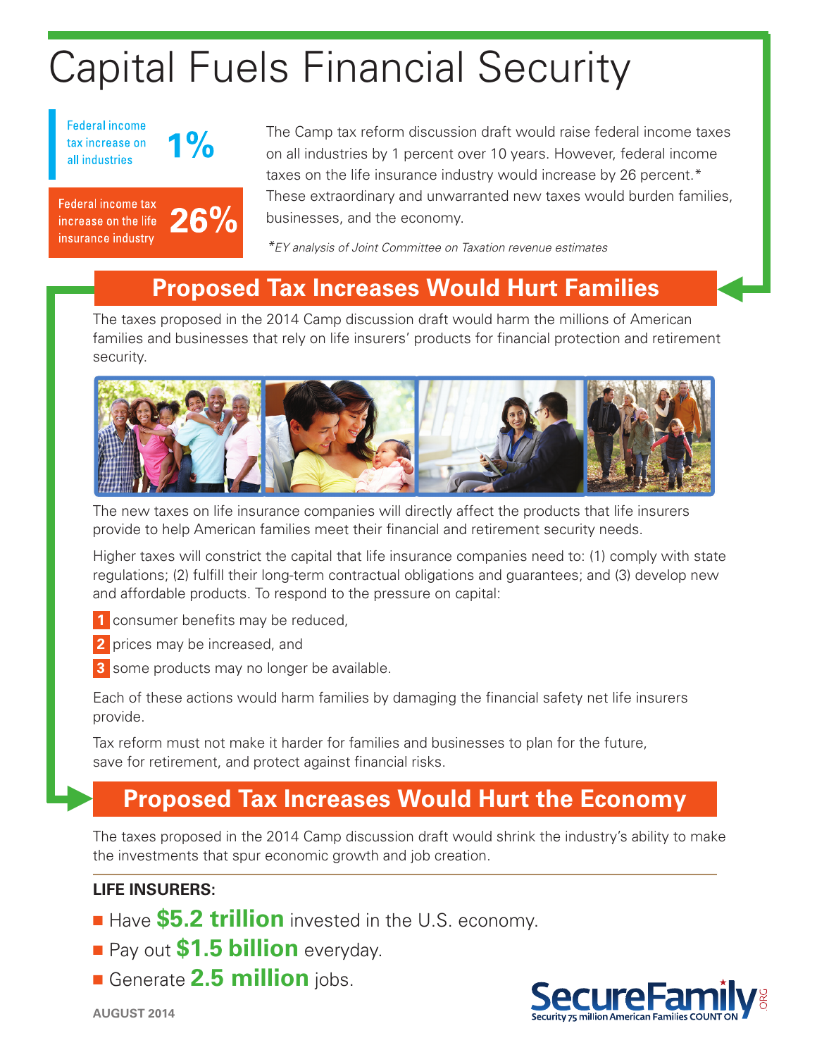# Capital Fuels Financial Security

Federal income tax increase on all industries **1%**

Federal income tax increase on the life insurance industry **26%**

The Camp tax reform discussion draft would raise federal income taxes on all industries by 1 percent over 10 years. However, federal income taxes on the life insurance industry would increase by 26 percent.* These extraordinary and unwarranted new taxes would burden families, businesses, and the economy.

*\*EY analysis of Joint Committee on Taxation revenue estimates*

## Proposed Tax Increases Would Hurt Families

The taxes proposed in the 2014 Camp discussion draft would harm the millions of American families and businesses that rely on life insurers' products for financial protection and retirement security.

The new taxes on life insurance companies will directly affect the products that life insurers provide to help American families meet their financial and retirement security needs.

Higher taxes will constrict the capital that life insurance companies need to: (1) comply with state regulations; (2) fulfill their long-term contractual obligations and guarantees; and (3) develop new and affordable products. To respond to the pressure on capital:

1. consumer benefits may be reduced,
2. prices may be increased, and
3. some products may no longer be available.

Each of these actions would harm families by damaging the financial safety net life insurers provide.

Tax reform must not make it harder for families and businesses to plan for the future, save for retirement, and protect against financial risks.

## Proposed Tax Increases Would Hurt the Economy

The taxes proposed in the 2014 Camp discussion draft would shrink the industry's ability to make the investments that spur economic growth and job creation.

**LIFE INSURERS:**

- Have **$5.2 trillion** invested in the U.S. economy.
- Pay out **$1.5 billion** everyday.
- Generate **2.5 million** jobs.

AUGUST 2014

SecureFamily.ORG
Security 75 million American Families COUNT ON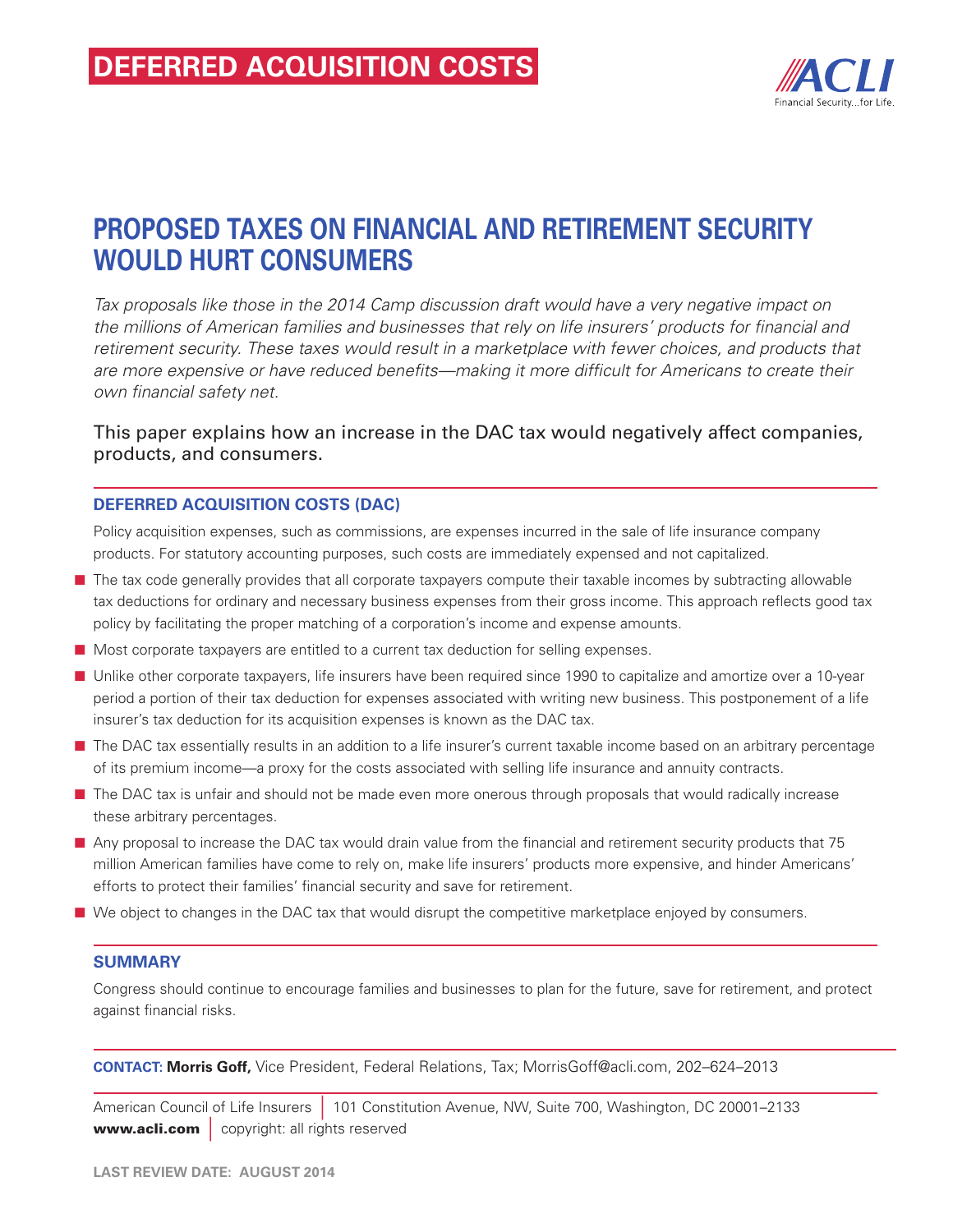# DEFERRED ACQUISITION COSTS

ACLI
Financial Security...for Life.

## PROPOSED TAXES ON FINANCIAL AND RETIREMENT SECURITY WOULD HURT CONSUMERS

*Tax proposals like those in the 2014 Camp discussion draft would have a very negative impact on the millions of American families and businesses that rely on life insurers' products for financial and retirement security. These taxes would result in a marketplace with fewer choices, and products that are more expensive or have reduced benefits—making it more difficult for Americans to create their own financial safety net.*

This paper explains how an increase in the DAC tax would negatively affect companies, products, and consumers.

### DEFERRED ACQUISITION COSTS (DAC)

Policy acquisition expenses, such as commissions, are expenses incurred in the sale of life insurance company products. For statutory accounting purposes, such costs are immediately expensed and not capitalized.

- The tax code generally provides that all corporate taxpayers compute their taxable incomes by subtracting allowable tax deductions for ordinary and necessary business expenses from their gross income. This approach reflects good tax policy by facilitating the proper matching of a corporation's income and expense amounts.
- Most corporate taxpayers are entitled to a current tax deduction for selling expenses.
- Unlike other corporate taxpayers, life insurers have been required since 1990 to capitalize and amortize over a 10-year period a portion of their tax deduction for expenses associated with writing new business. This postponement of a life insurer's tax deduction for its acquisition expenses is known as the DAC tax.
- The DAC tax essentially results in an addition to a life insurer's current taxable income based on an arbitrary percentage of its premium income—a proxy for the costs associated with selling life insurance and annuity contracts.
- The DAC tax is unfair and should not be made even more onerous through proposals that would radically increase these arbitrary percentages.
- Any proposal to increase the DAC tax would drain value from the financial and retirement security products that 75 million American families have come to rely on, make life insurers' products more expensive, and hinder Americans' efforts to protect their families' financial security and save for retirement.
- We object to changes in the DAC tax that would disrupt the competitive marketplace enjoyed by consumers.

### SUMMARY

Congress should continue to encourage families and businesses to plan for the future, save for retirement, and protect against financial risks.

**CONTACT:** **Morris Goff,** Vice President, Federal Relations, Tax; MorrisGoff@acli.com, 202–624–2013

American Council of Life Insurers | 101 Constitution Avenue, NW, Suite 700, Washington, DC 20001–2133
**www.acli.com** | copyright: all rights reserved

LAST REVIEW DATE: AUGUST 2014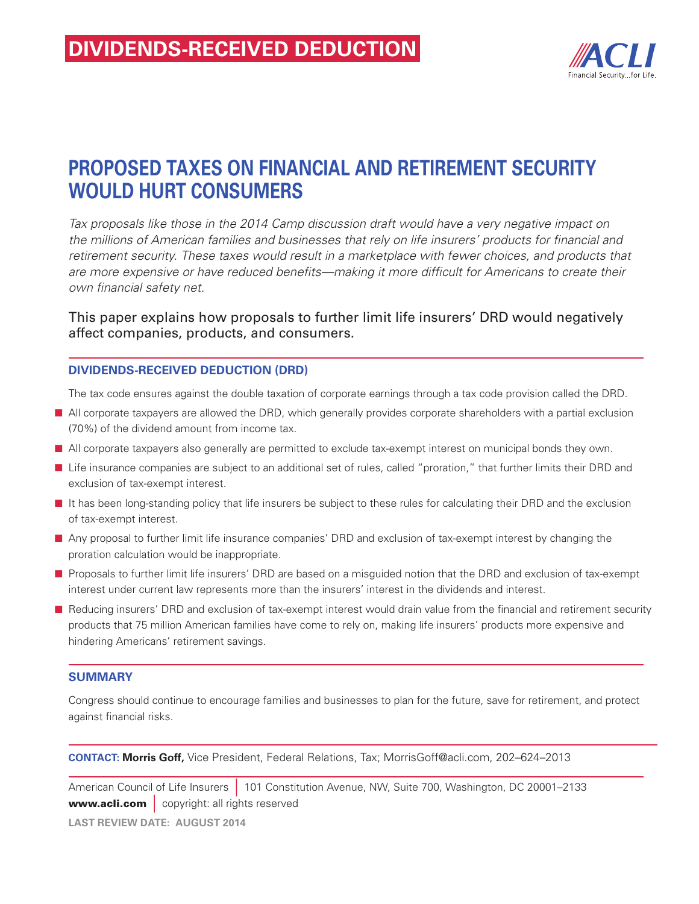# DIVIDENDS-RECEIVED DEDUCTION

ACLI
Financial Security...for Life.

## PROPOSED TAXES ON FINANCIAL AND RETIREMENT SECURITY WOULD HURT CONSUMERS

*Tax proposals like those in the 2014 Camp discussion draft would have a very negative impact on the millions of American families and businesses that rely on life insurers' products for financial and retirement security. These taxes would result in a marketplace with fewer choices, and products that are more expensive or have reduced benefits—making it more difficult for Americans to create their own financial safety net.*

This paper explains how proposals to further limit life insurers' DRD would negatively affect companies, products, and consumers.

### DIVIDENDS-RECEIVED DEDUCTION (DRD)

The tax code ensures against the double taxation of corporate earnings through a tax code provision called the DRD.

- All corporate taxpayers are allowed the DRD, which generally provides corporate shareholders with a partial exclusion (70%) of the dividend amount from income tax.
- All corporate taxpayers also generally are permitted to exclude tax-exempt interest on municipal bonds they own.
- Life insurance companies are subject to an additional set of rules, called "proration," that further limits their DRD and exclusion of tax-exempt interest.
- It has been long-standing policy that life insurers be subject to these rules for calculating their DRD and the exclusion of tax-exempt interest.
- Any proposal to further limit life insurance companies' DRD and exclusion of tax-exempt interest by changing the proration calculation would be inappropriate.
- Proposals to further limit life insurers' DRD are based on a misguided notion that the DRD and exclusion of tax-exempt interest under current law represents more than the insurers' interest in the dividends and interest.
- Reducing insurers' DRD and exclusion of tax-exempt interest would drain value from the financial and retirement security products that 75 million American families have come to rely on, making life insurers' products more expensive and hindering Americans' retirement savings.

### SUMMARY

Congress should continue to encourage families and businesses to plan for the future, save for retirement, and protect against financial risks.

**CONTACT: Morris Goff,** Vice President, Federal Relations, Tax; MorrisGoff@acli.com, 202–624–2013

American Council of Life Insurers | 101 Constitution Avenue, NW, Suite 700, Washington, DC 20001–2133
**www.acli.com** | copyright: all rights reserved

**LAST REVIEW DATE: AUGUST 2014**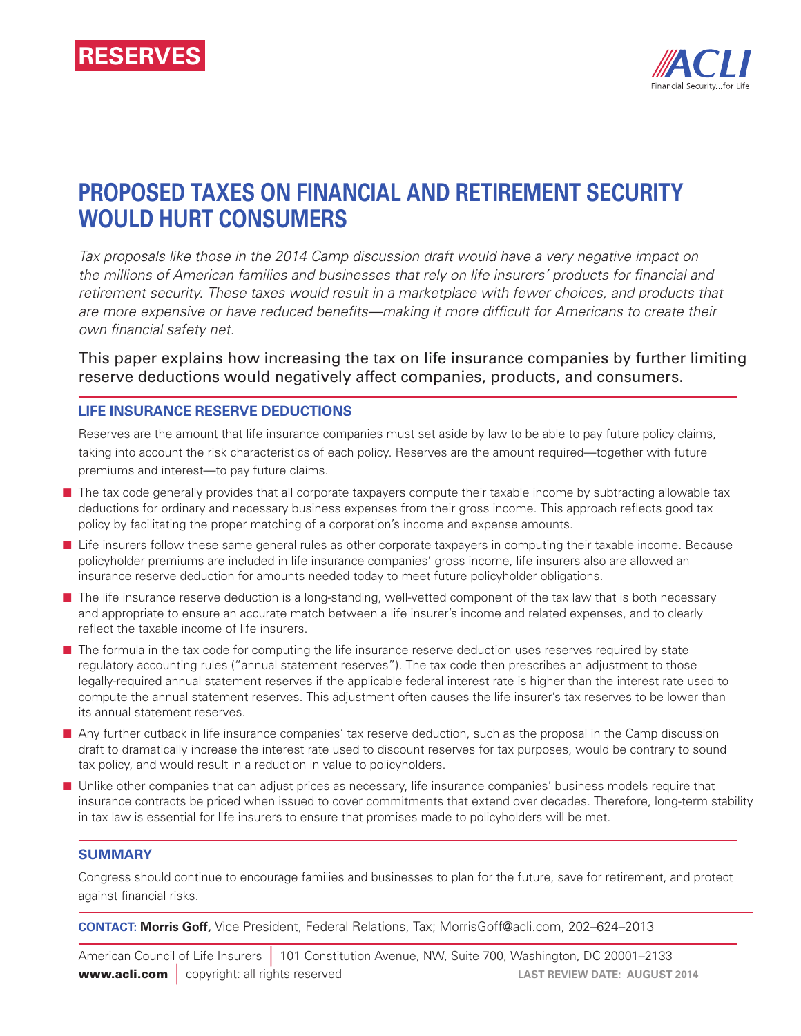**RESERVES**

ACLI
Financial Security...for Life.

# PROPOSED TAXES ON FINANCIAL AND RETIREMENT SECURITY WOULD HURT CONSUMERS

*Tax proposals like those in the 2014 Camp discussion draft would have a very negative impact on the millions of American families and businesses that rely on life insurers' products for financial and retirement security. These taxes would result in a marketplace with fewer choices, and products that are more expensive or have reduced benefits—making it more difficult for Americans to create their own financial safety net.*

This paper explains how increasing the tax on life insurance companies by further limiting reserve deductions would negatively affect companies, products, and consumers.

## LIFE INSURANCE RESERVE DEDUCTIONS

Reserves are the amount that life insurance companies must set aside by law to be able to pay future policy claims, taking into account the risk characteristics of each policy. Reserves are the amount required—together with future premiums and interest—to pay future claims.

- The tax code generally provides that all corporate taxpayers compute their taxable income by subtracting allowable tax deductions for ordinary and necessary business expenses from their gross income. This approach reflects good tax policy by facilitating the proper matching of a corporation's income and expense amounts.
- Life insurers follow these same general rules as other corporate taxpayers in computing their taxable income. Because policyholder premiums are included in life insurance companies' gross income, life insurers also are allowed an insurance reserve deduction for amounts needed today to meet future policyholder obligations.
- The life insurance reserve deduction is a long-standing, well-vetted component of the tax law that is both necessary and appropriate to ensure an accurate match between a life insurer's income and related expenses, and to clearly reflect the taxable income of life insurers.
- The formula in the tax code for computing the life insurance reserve deduction uses reserves required by state regulatory accounting rules ("annual statement reserves"). The tax code then prescribes an adjustment to those legally-required annual statement reserves if the applicable federal interest rate is higher than the interest rate used to compute the annual statement reserves. This adjustment often causes the life insurer's tax reserves to be lower than its annual statement reserves.
- Any further cutback in life insurance companies' tax reserve deduction, such as the proposal in the Camp discussion draft to dramatically increase the interest rate used to discount reserves for tax purposes, would be contrary to sound tax policy, and would result in a reduction in value to policyholders.
- Unlike other companies that can adjust prices as necessary, life insurance companies' business models require that insurance contracts be priced when issued to cover commitments that extend over decades. Therefore, long-term stability in tax law is essential for life insurers to ensure that promises made to policyholders will be met.

## SUMMARY

Congress should continue to encourage families and businesses to plan for the future, save for retirement, and protect against financial risks.

**CONTACT: Morris Goff,** Vice President, Federal Relations, Tax; MorrisGoff@acli.com, 202–624–2013

American Council of Life Insurers | 101 Constitution Avenue, NW, Suite 700, Washington, DC 20001–2133
**www.acli.com** | copyright: all rights reserved  **LAST REVIEW DATE: AUGUST 2014**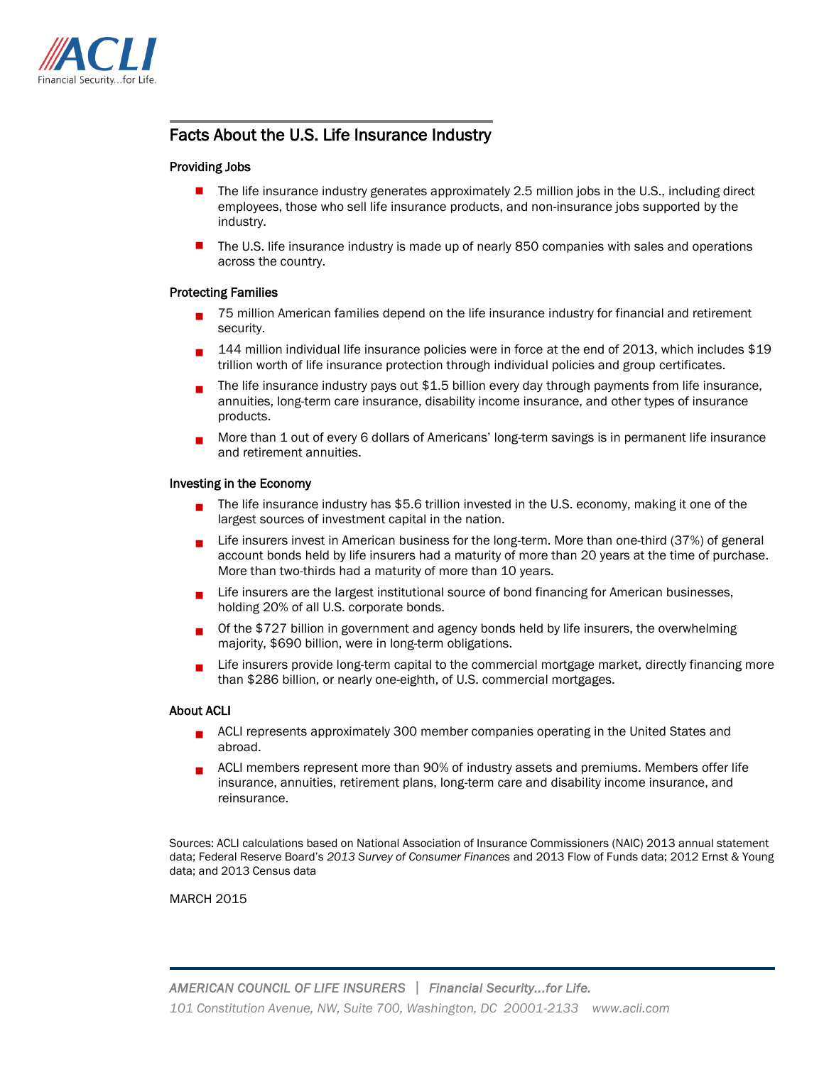## Facts About the U.S. Life Insurance Industry

### Providing Jobs

- The life insurance industry generates approximately 2.5 million jobs in the U.S., including direct employees, those who sell life insurance products, and non-insurance jobs supported by the industry.
- The U.S. life insurance industry is made up of nearly 850 companies with sales and operations across the country.

### Protecting Families

- 75 million American families depend on the life insurance industry for financial and retirement security.
- 144 million individual life insurance policies were in force at the end of 2013, which includes $19 trillion worth of life insurance protection through individual policies and group certificates.
- The life insurance industry pays out $1.5 billion every day through payments from life insurance, annuities, long-term care insurance, disability income insurance, and other types of insurance products.
- More than 1 out of every 6 dollars of Americans' long-term savings is in permanent life insurance and retirement annuities.

### Investing in the Economy

- The life insurance industry has $5.6 trillion invested in the U.S. economy, making it one of the largest sources of investment capital in the nation.
- Life insurers invest in American business for the long-term. More than one-third (37%) of general account bonds held by life insurers had a maturity of more than 20 years at the time of purchase. More than two-thirds had a maturity of more than 10 years.
- Life insurers are the largest institutional source of bond financing for American businesses, holding 20% of all U.S. corporate bonds.
- Of the $727 billion in government and agency bonds held by life insurers, the overwhelming majority, $690 billion, were in long-term obligations.
- Life insurers provide long-term capital to the commercial mortgage market, directly financing more than $286 billion, or nearly one-eighth, of U.S. commercial mortgages.

### About ACLI

- ACLI represents approximately 300 member companies operating in the United States and abroad.
- ACLI members represent more than 90% of industry assets and premiums. Members offer life insurance, annuities, retirement plans, long-term care and disability income insurance, and reinsurance.

Sources: ACLI calculations based on National Association of Insurance Commissioners (NAIC) 2013 annual statement data; Federal Reserve Board's *2013 Survey of Consumer Finances* and 2013 Flow of Funds data; 2012 Ernst & Young data; and 2013 Census data

MARCH 2015